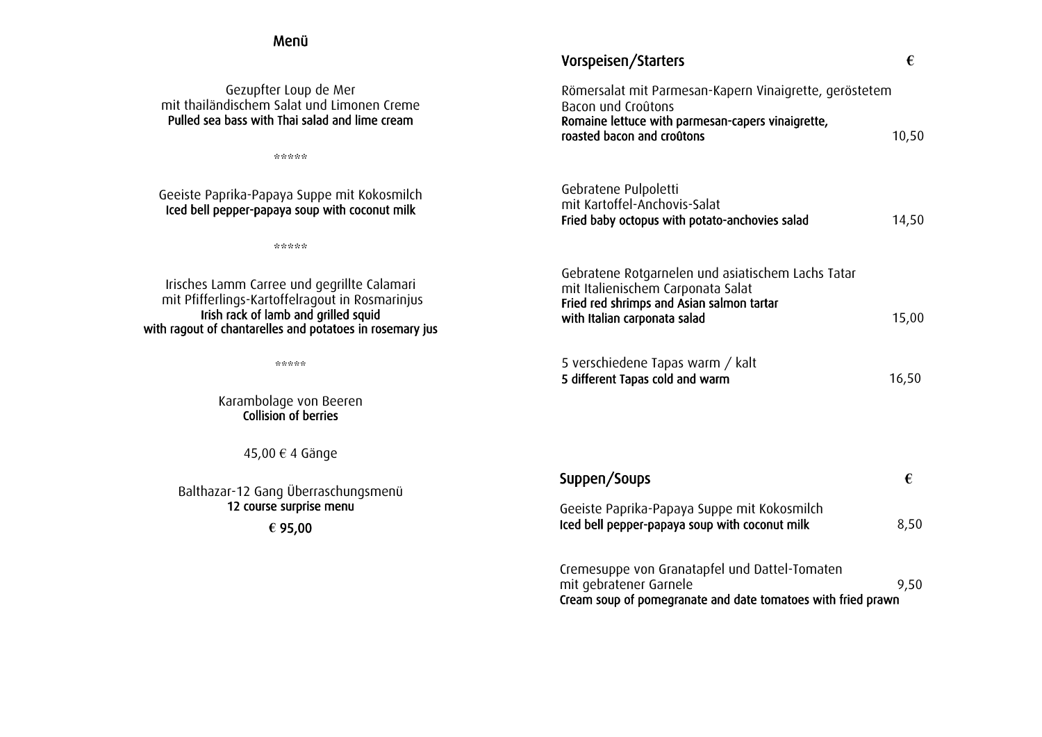## Menü

Gezupfter Loup de Mer
mit thailändischem Salat und Limonen Creme
**Pulled sea bass with Thai salad and lime cream**

\*\*\*\*\*

Geeiste Paprika-Papaya Suppe mit Kokosmilch
**Iced bell pepper-papaya soup with coconut milk**

\*\*\*\*\*

Irisches Lamm Carree und gegrillte Calamari
mit Pfifferlings-Kartoffelragout in Rosmarinjus
**Irish rack of lamb and grilled squid**
**with ragout of chantarelles and potatoes in rosemary jus**

\*\*\*\*\*

Karambolage von Beeren
**Collision of berries**

45,00 € 4 Gänge

Balthazar-12 Gang Überraschungsmenü
**12 course surprise menu**

**€ 95,00**

## Vorspeisen/Starters

| | € |
|---|---|
| Römersalat mit Parmesan-Kapern Vinaigrette, geröstetem Bacon und Croûtons<br>**Romaine lettuce with parmesan-capers vinaigrette, roasted bacon and croûtons** | 10,50 |
| Gebratene Pulpoletti<br>mit Kartoffel-Anchovis-Salat<br>**Fried baby octopus with potato-anchovies salad** | 14,50 |
| Gebratene Rotgarnelen und asiatischem Lachs Tatar<br>mit Italienischem Carponata Salat<br>**Fried red shrimps and Asian salmon tartar with Italian carponata salad** | 15,00 |
| 5 verschiedene Tapas warm / kalt<br>**5 different Tapas cold and warm** | 16,50 |

## Suppen/Soups

| | € |
|---|---|
| Geeiste Paprika-Papaya Suppe mit Kokosmilch<br>**Iced bell pepper-papaya soup with coconut milk** | 8,50 |
| Cremesuppe von Granatapfel und Dattel-Tomaten<br>mit gebratener Garnele<br>**Cream soup of pomegranate and date tomatoes with fried prawn** | 9,50 |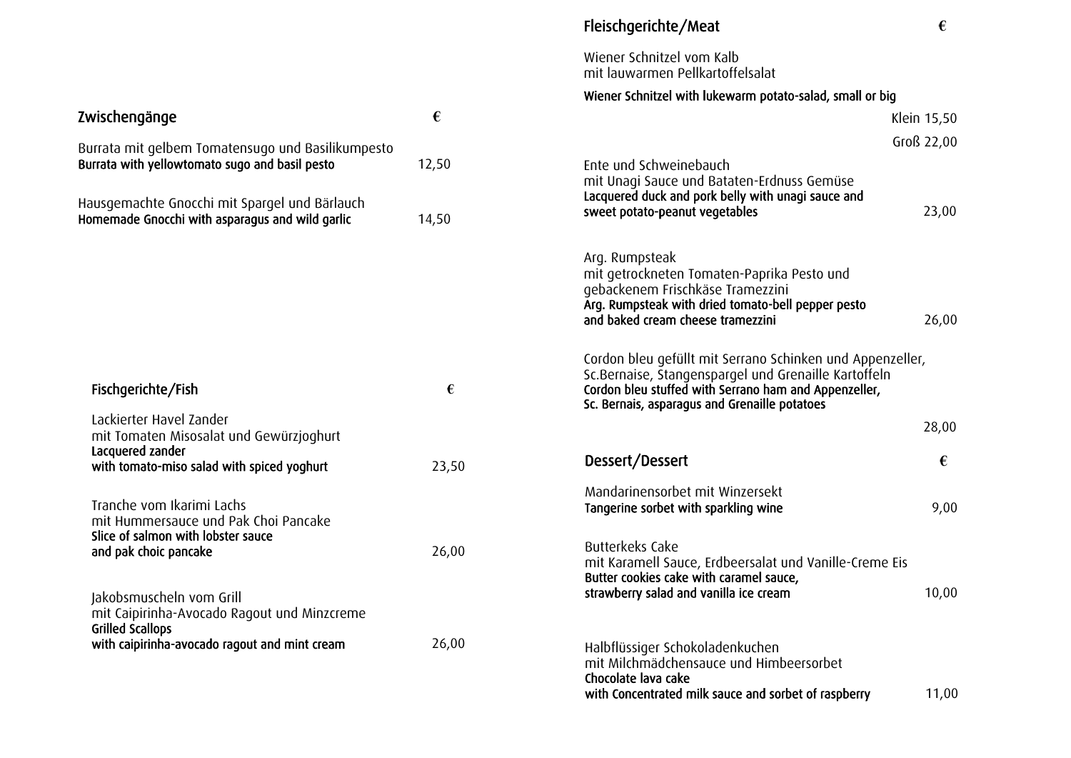## Zwischengänge

| | € |
|---|---|
| Burrata mit gelbem Tomatensugo und Basilikumpesto<br>**Burrata with yellowtomato sugo and basil pesto** | 12,50 |
| Hausgemachte Gnocchi mit Spargel und Bärlauch<br>**Homemade Gnocchi with asparagus and wild garlic** | 14,50 |

## Fischgerichte/Fish

| | € |
|---|---|
| Lackierter Havel Zander<br>mit Tomaten Misosalat und Gewürzjoghurt<br>**Lacquered zander**<br>**with tomato-miso salad with spiced yoghurt** | 23,50 |
| Tranche vom Ikarimi Lachs<br>mit Hummersauce und Pak Choi Pancake<br>**Slice of salmon with lobster sauce**<br>**and pak choic pancake** | 26,00 |
| Jakobsmuscheln vom Grill<br>mit Caipirinha-Avocado Ragout und Minzcreme<br>**Grilled Scallops**<br>**with caipirinha-avocado ragout and mint cream** | 26,00 |

## Fleischgerichte/Meat

| | € |
|---|---|
| Wiener Schnitzel vom Kalb<br>mit lauwarmen Pellkartoffelsalat<br>**Wiener Schnitzel with lukewarm potato-salad, small or big** | Klein 15,50<br>Groß 22,00 |
| Ente und Schweinebauch<br>mit Unagi Sauce und Bataten-Erdnuss Gemüse<br>**Lacquered duck and pork belly with unagi sauce and**<br>**sweet potato-peanut vegetables** | 23,00 |
| Arg. Rumpsteak<br>mit getrockneten Tomaten-Paprika Pesto und<br>gebackenem Frischkäse Tramezzini<br>**Arg. Rumpsteak with dried tomato-bell pepper pesto**<br>**and baked cream cheese tramezzini** | 26,00 |
| Cordon bleu gefüllt mit Serrano Schinken und Appenzeller,<br>Sc.Bernaise, Stangenspargel und Grenaille Kartoffeln<br>**Cordon bleu stuffed with Serrano ham and Appenzeller,**<br>**Sc. Bernais, asparagus and Grenaille potatoes** | 28,00 |

## Dessert/Dessert

| | € |
|---|---|
| Mandarinensorbet mit Winzersekt<br>**Tangerine sorbet with sparkling wine** | 9,00 |
| Butterkeks Cake<br>mit Karamell Sauce, Erdbeersalat und Vanille-Creme Eis<br>**Butter cookies cake with caramel sauce,**<br>**strawberry salad and vanilla ice cream** | 10,00 |
| Halbflüssiger Schokoladenkuchen<br>mit Milchmädchensauce und Himbeersorbet<br>**Chocolate lava cake**<br>**with Concentrated milk sauce and sorbet of raspberry** | 11,00 |